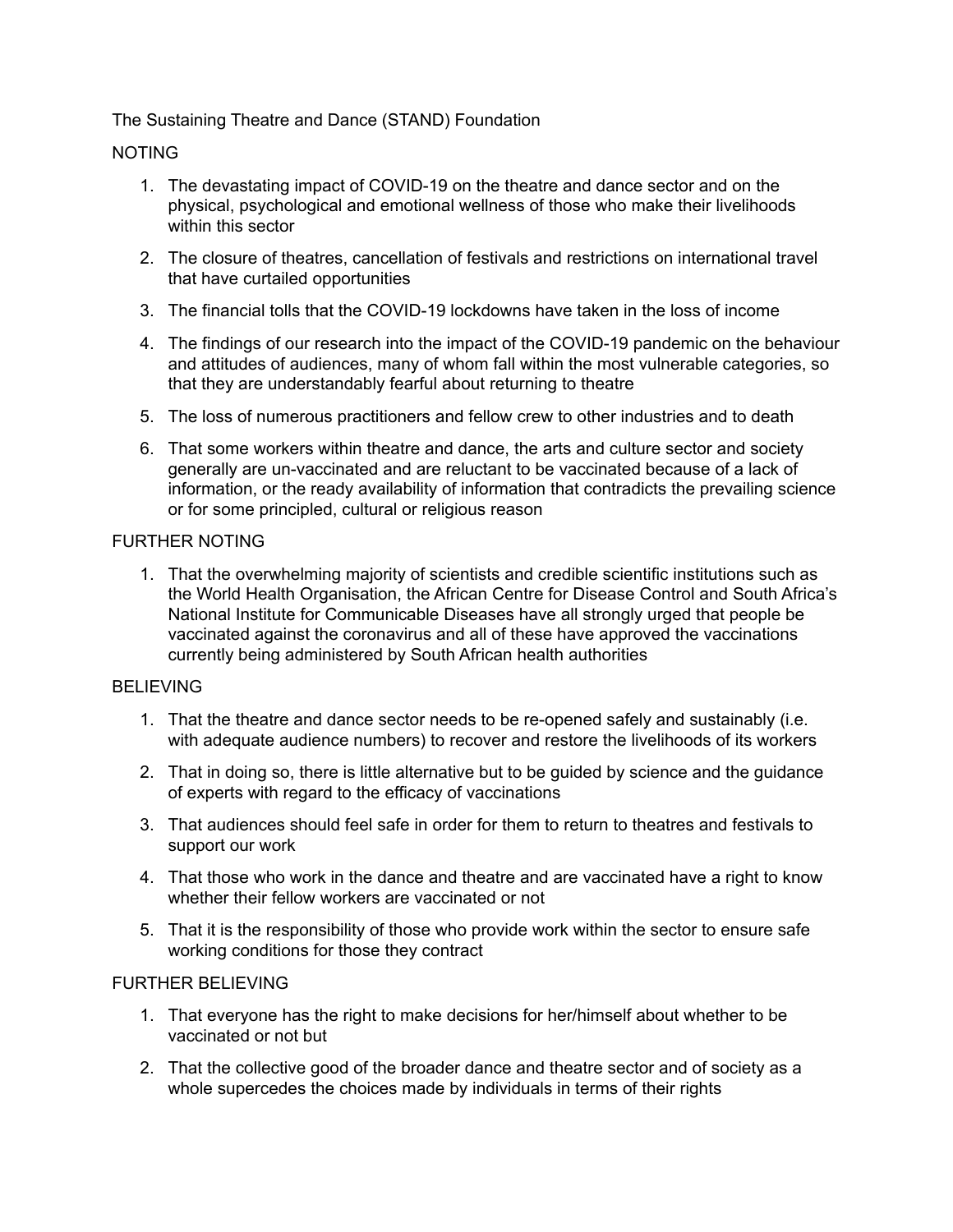The Sustaining Theatre and Dance (STAND) Foundation

NOTING

1. The devastating impact of COVID-19 on the theatre and dance sector and on the physical, psychological and emotional wellness of those who make their livelihoods within this sector
2. The closure of theatres, cancellation of festivals and restrictions on international travel that have curtailed opportunities
3. The financial tolls that the COVID-19 lockdowns have taken in the loss of income
4. The findings of our research into the impact of the COVID-19 pandemic on the behaviour and attitudes of audiences, many of whom fall within the most vulnerable categories, so that they are understandably fearful about returning to theatre
5. The loss of numerous practitioners and fellow crew to other industries and to death
6. That some workers within theatre and dance, the arts and culture sector and society generally are un-vaccinated and are reluctant to be vaccinated because of a lack of information, or the ready availability of information that contradicts the prevailing science or for some principled, cultural or religious reason

FURTHER NOTING

1. That the overwhelming majority of scientists and credible scientific institutions such as the World Health Organisation, the African Centre for Disease Control and South Africa's National Institute for Communicable Diseases have all strongly urged that people be vaccinated against the coronavirus and all of these have approved the vaccinations currently being administered by South African health authorities

BELIEVING

1. That the theatre and dance sector needs to be re-opened safely and sustainably (i.e. with adequate audience numbers) to recover and restore the livelihoods of its workers
2. That in doing so, there is little alternative but to be guided by science and the guidance of experts with regard to the efficacy of vaccinations
3. That audiences should feel safe in order for them to return to theatres and festivals to support our work
4. That those who work in the dance and theatre and are vaccinated have a right to know whether their fellow workers are vaccinated or not
5. That it is the responsibility of those who provide work within the sector to ensure safe working conditions for those they contract

FURTHER BELIEVING

1. That everyone has the right to make decisions for her/himself about whether to be vaccinated or not but
2. That the collective good of the broader dance and theatre sector and of society as a whole supercedes the choices made by individuals in terms of their rights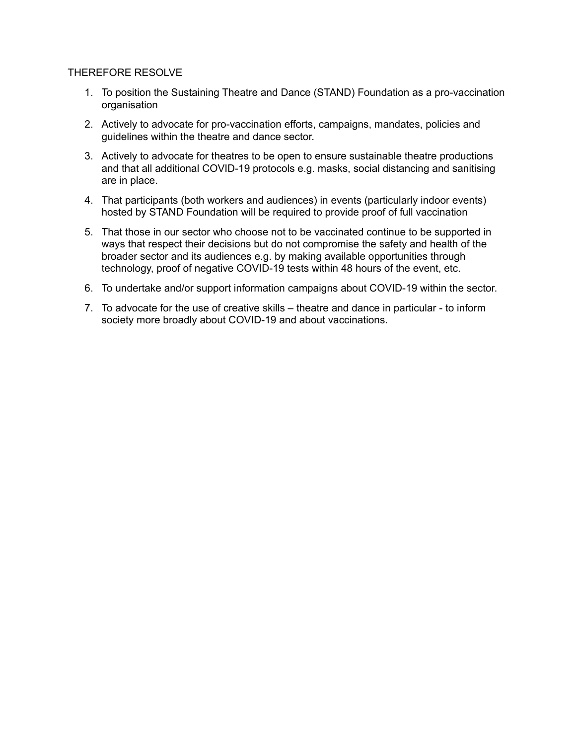THEREFORE RESOLVE

1. To position the Sustaining Theatre and Dance (STAND) Foundation as a pro-vaccination organisation
2. Actively to advocate for pro-vaccination efforts, campaigns, mandates, policies and guidelines within the theatre and dance sector.
3. Actively to advocate for theatres to be open to ensure sustainable theatre productions and that all additional COVID-19 protocols e.g. masks, social distancing and sanitising are in place.
4. That participants (both workers and audiences) in events (particularly indoor events) hosted by STAND Foundation will be required to provide proof of full vaccination
5. That those in our sector who choose not to be vaccinated continue to be supported in ways that respect their decisions but do not compromise the safety and health of the broader sector and its audiences e.g. by making available opportunities through technology, proof of negative COVID-19 tests within 48 hours of the event, etc.
6. To undertake and/or support information campaigns about COVID-19 within the sector.
7. To advocate for the use of creative skills – theatre and dance in particular - to inform society more broadly about COVID-19 and about vaccinations.